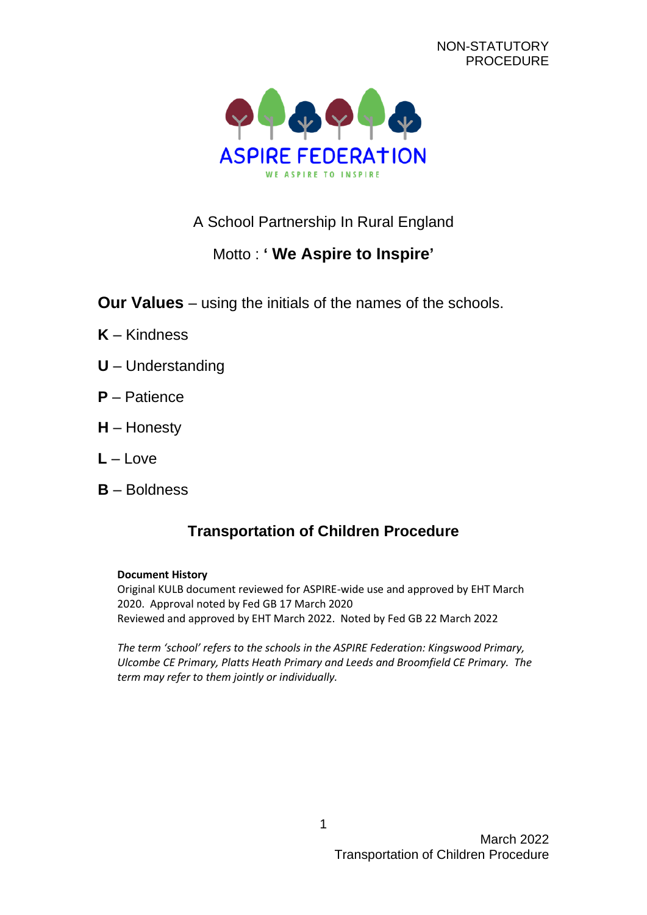NON-STATUTORY PROCEDURE

ASPIRE FEDERATION

WE ASPIRE TO INSPIRE

A School Partnership In Rural England

Motto : **' We Aspire to Inspire'**

**Our Values** – using the initials of the names of the schools.

**K** – Kindness

**U** – Understanding

**P** – Patience

**H** – Honesty

**L** – Love

**B** – Boldness

## Transportation of Children Procedure

**Document History**

Original KULB document reviewed for ASPIRE-wide use and approved by EHT March 2020. Approval noted by Fed GB 17 March 2020

Reviewed and approved by EHT March 2022. Noted by Fed GB 22 March 2022

*The term 'school' refers to the schools in the ASPIRE Federation: Kingswood Primary, Ulcombe CE Primary, Platts Heath Primary and Leeds and Broomfield CE Primary. The term may refer to them jointly or individually.*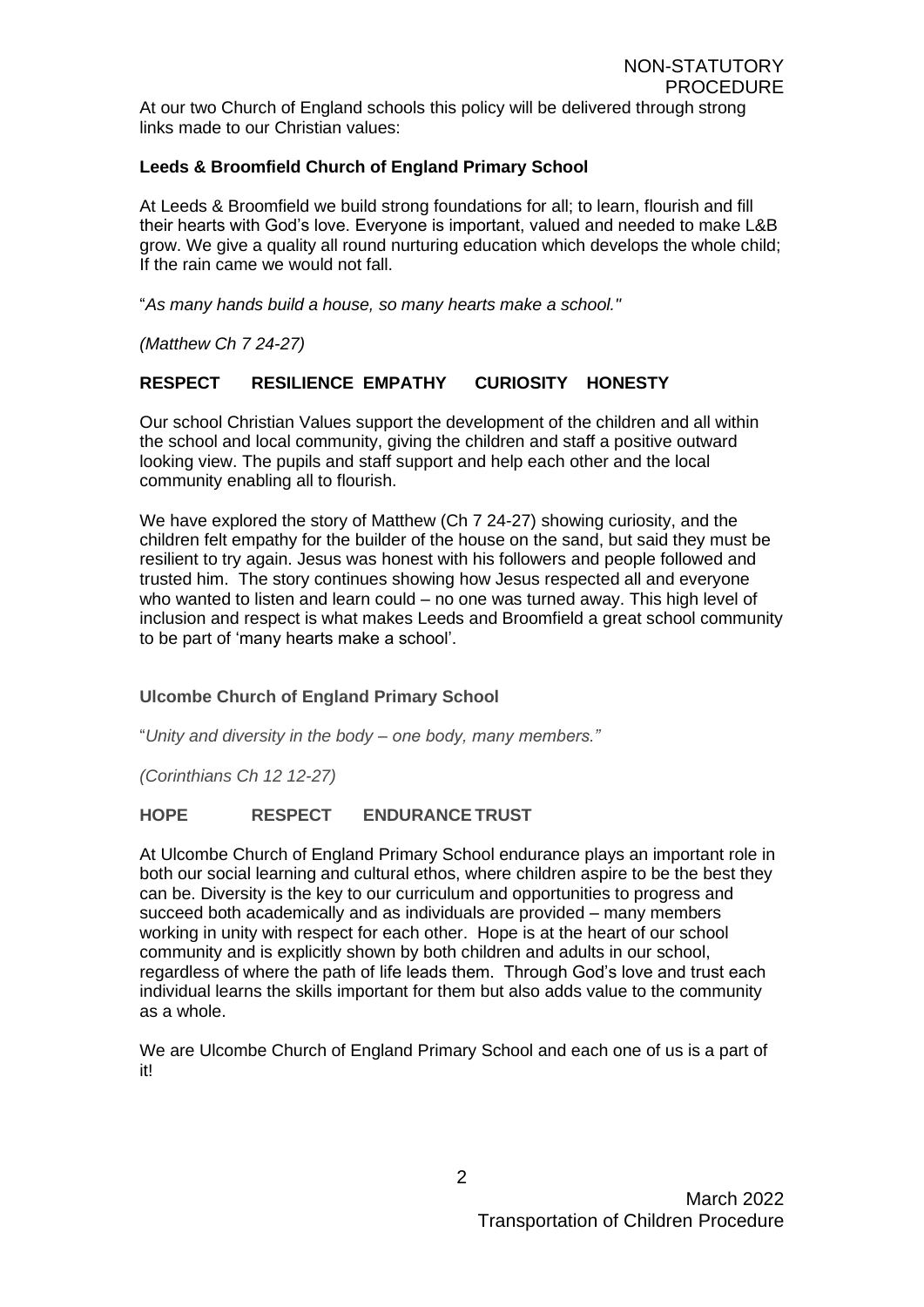At our two Church of England schools this policy will be delivered through strong links made to our Christian values:

**Leeds & Broomfield Church of England Primary School**

At Leeds & Broomfield we build strong foundations for all; to learn, flourish and fill their hearts with God's love. Everyone is important, valued and needed to make L&B grow. We give a quality all round nurturing education which develops the whole child; If the rain came we would not fall.

"*As many hands build a house, so many hearts make a school."*

*(Matthew Ch 7 24-27)*

**RESPECT RESILIENCE EMPATHY CURIOSITY HONESTY**

Our school Christian Values support the development of the children and all within the school and local community, giving the children and staff a positive outward looking view. The pupils and staff support and help each other and the local community enabling all to flourish.

We have explored the story of Matthew (Ch 7 24-27) showing curiosity, and the children felt empathy for the builder of the house on the sand, but said they must be resilient to try again. Jesus was honest with his followers and people followed and trusted him. The story continues showing how Jesus respected all and everyone who wanted to listen and learn could – no one was turned away. This high level of inclusion and respect is what makes Leeds and Broomfield a great school community to be part of 'many hearts make a school'.

**Ulcombe Church of England Primary School**

"*Unity and diversity in the body – one body, many members."*

*(Corinthians Ch 12 12-27)*

**HOPE RESPECT ENDURANCE TRUST**

At Ulcombe Church of England Primary School endurance plays an important role in both our social learning and cultural ethos, where children aspire to be the best they can be. Diversity is the key to our curriculum and opportunities to progress and succeed both academically and as individuals are provided – many members working in unity with respect for each other. Hope is at the heart of our school community and is explicitly shown by both children and adults in our school, regardless of where the path of life leads them. Through God's love and trust each individual learns the skills important for them but also adds value to the community as a whole.

We are Ulcombe Church of England Primary School and each one of us is a part of it!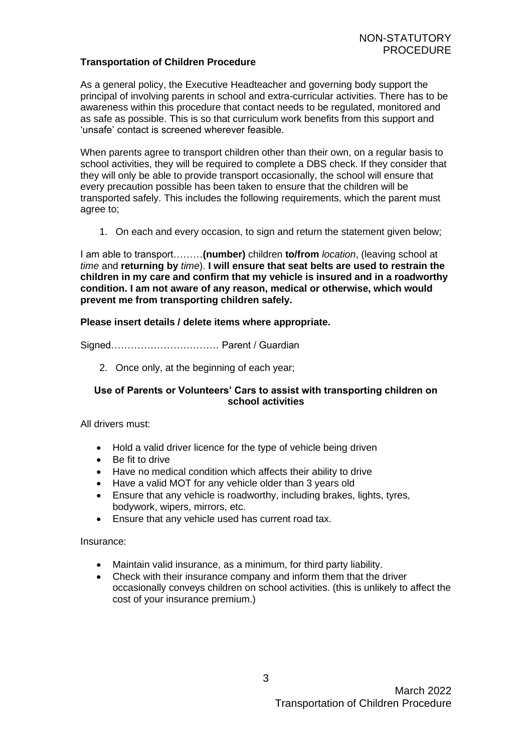NON-STATUTORY PROCEDURE

**Transportation of Children Procedure**

As a general policy, the Executive Headteacher and governing body support the principal of involving parents in school and extra-curricular activities. There has to be awareness within this procedure that contact needs to be regulated, monitored and as safe as possible. This is so that curriculum work benefits from this support and 'unsafe' contact is screened wherever feasible.

When parents agree to transport children other than their own, on a regular basis to school activities, they will be required to complete a DBS check. If they consider that they will only be able to provide transport occasionally, the school will ensure that every precaution possible has been taken to ensure that the children will be transported safely. This includes the following requirements, which the parent must agree to;

1. On each and every occasion, to sign and return the statement given below;

I am able to transport………**(number)** children **to/from** *location*, (leaving school at *time* and **returning by** *time*). **I will ensure that seat belts are used to restrain the children in my care and confirm that my vehicle is insured and in a roadworthy condition. I am not aware of any reason, medical or otherwise, which would prevent me from transporting children safely.**

**Please insert details / delete items where appropriate.**

Signed…………………………… Parent / Guardian

2. Once only, at the beginning of each year;

**Use of Parents or Volunteers' Cars to assist with transporting children on school activities**

All drivers must:

- Hold a valid driver licence for the type of vehicle being driven
- Be fit to drive
- Have no medical condition which affects their ability to drive
- Have a valid MOT for any vehicle older than 3 years old
- Ensure that any vehicle is roadworthy, including brakes, lights, tyres, bodywork, wipers, mirrors, etc.
- Ensure that any vehicle used has current road tax.

Insurance:

- Maintain valid insurance, as a minimum, for third party liability.
- Check with their insurance company and inform them that the driver occasionally conveys children on school activities. (this is unlikely to affect the cost of your insurance premium.)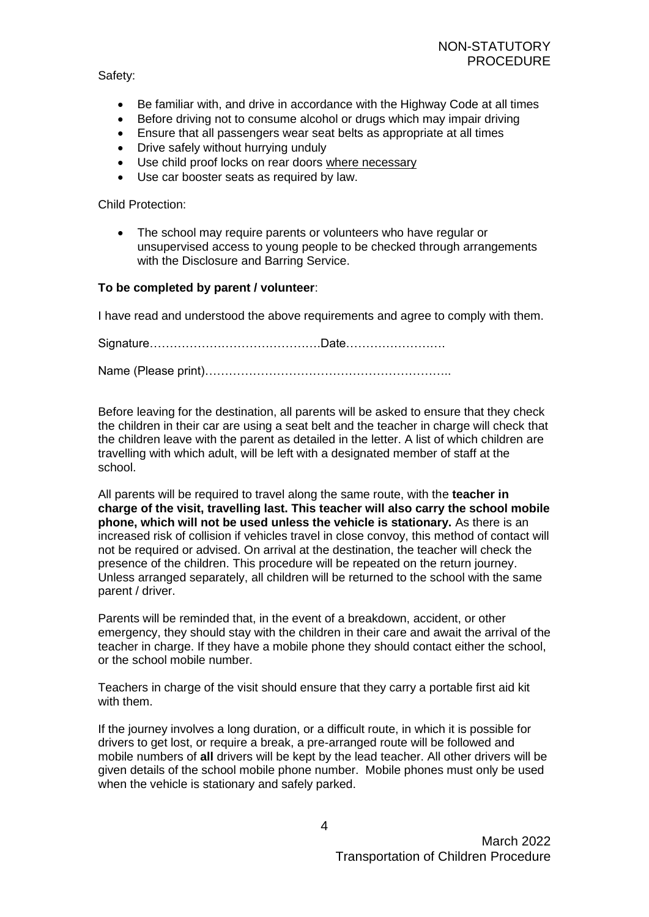Safety:

- Be familiar with, and drive in accordance with the Highway Code at all times
- Before driving not to consume alcohol or drugs which may impair driving
- Ensure that all passengers wear seat belts as appropriate at all times
- Drive safely without hurrying unduly
- Use child proof locks on rear doors where necessary
- Use car booster seats as required by law.

Child Protection:

- The school may require parents or volunteers who have regular or unsupervised access to young people to be checked through arrangements with the Disclosure and Barring Service.

**To be completed by parent / volunteer**:

I have read and understood the above requirements and agree to comply with them.

Signature…………………………………….Date…………………….

Name (Please print)……………………………………………………..

Before leaving for the destination, all parents will be asked to ensure that they check the children in their car are using a seat belt and the teacher in charge will check that the children leave with the parent as detailed in the letter. A list of which children are travelling with which adult, will be left with a designated member of staff at the school.

All parents will be required to travel along the same route, with the **teacher in charge of the visit, travelling last. This teacher will also carry the school mobile phone, which will not be used unless the vehicle is stationary.** As there is an increased risk of collision if vehicles travel in close convoy, this method of contact will not be required or advised. On arrival at the destination, the teacher will check the presence of the children. This procedure will be repeated on the return journey. Unless arranged separately, all children will be returned to the school with the same parent / driver.

Parents will be reminded that, in the event of a breakdown, accident, or other emergency, they should stay with the children in their care and await the arrival of the teacher in charge. If they have a mobile phone they should contact either the school, or the school mobile number.

Teachers in charge of the visit should ensure that they carry a portable first aid kit with them.

If the journey involves a long duration, or a difficult route, in which it is possible for drivers to get lost, or require a break, a pre-arranged route will be followed and mobile numbers of **all** drivers will be kept by the lead teacher. All other drivers will be given details of the school mobile phone number. Mobile phones must only be used when the vehicle is stationary and safely parked.